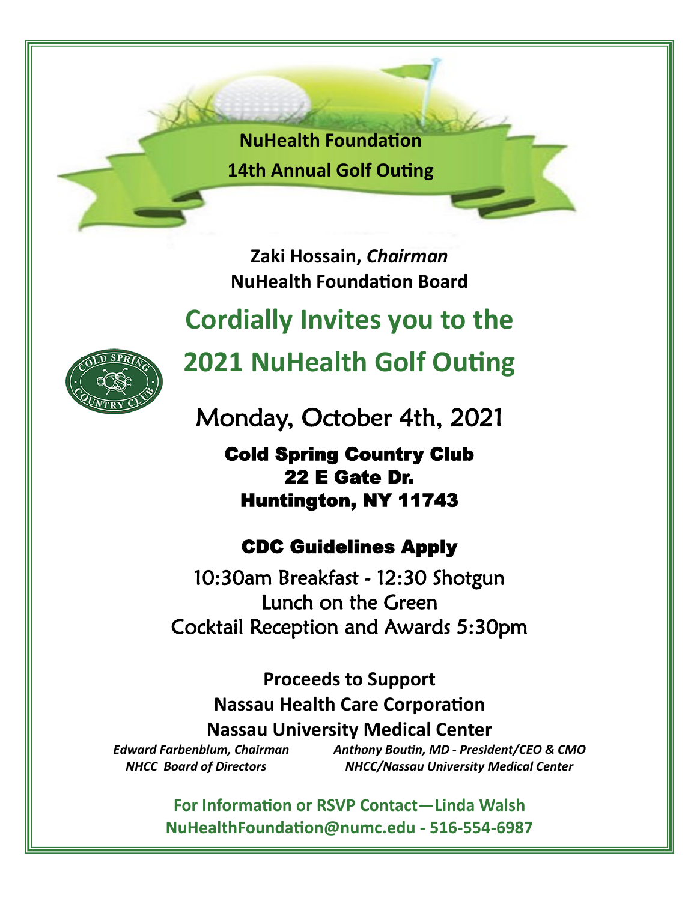# NuHealth Foundation
## 14th Annual Golf Outing

**Zaki Hossain, *Chairman***
**NuHealth Foundation Board**

## Cordially Invites you to the
## 2021 NuHealth Golf Outing

Monday, October 4th, 2021

**Cold Spring Country Club**
**22 E Gate Dr.**
**Huntington, NY 11743**

**CDC Guidelines Apply**

10:30am Breakfast - 12:30 Shotgun
Lunch on the Green
Cocktail Reception and Awards 5:30pm

**Proceeds to Support**
**Nassau Health Care Corporation**
**Nassau University Medical Center**

***Edward Farbenblum, Chairman***
***NHCC Board of Directors***

***Anthony Boutin, MD - President/CEO & CMO***
***NHCC/Nassau University Medical Center***

**For Information or RSVP Contact—Linda Walsh**
**NuHealthFoundation@numc.edu - 516-554-6987**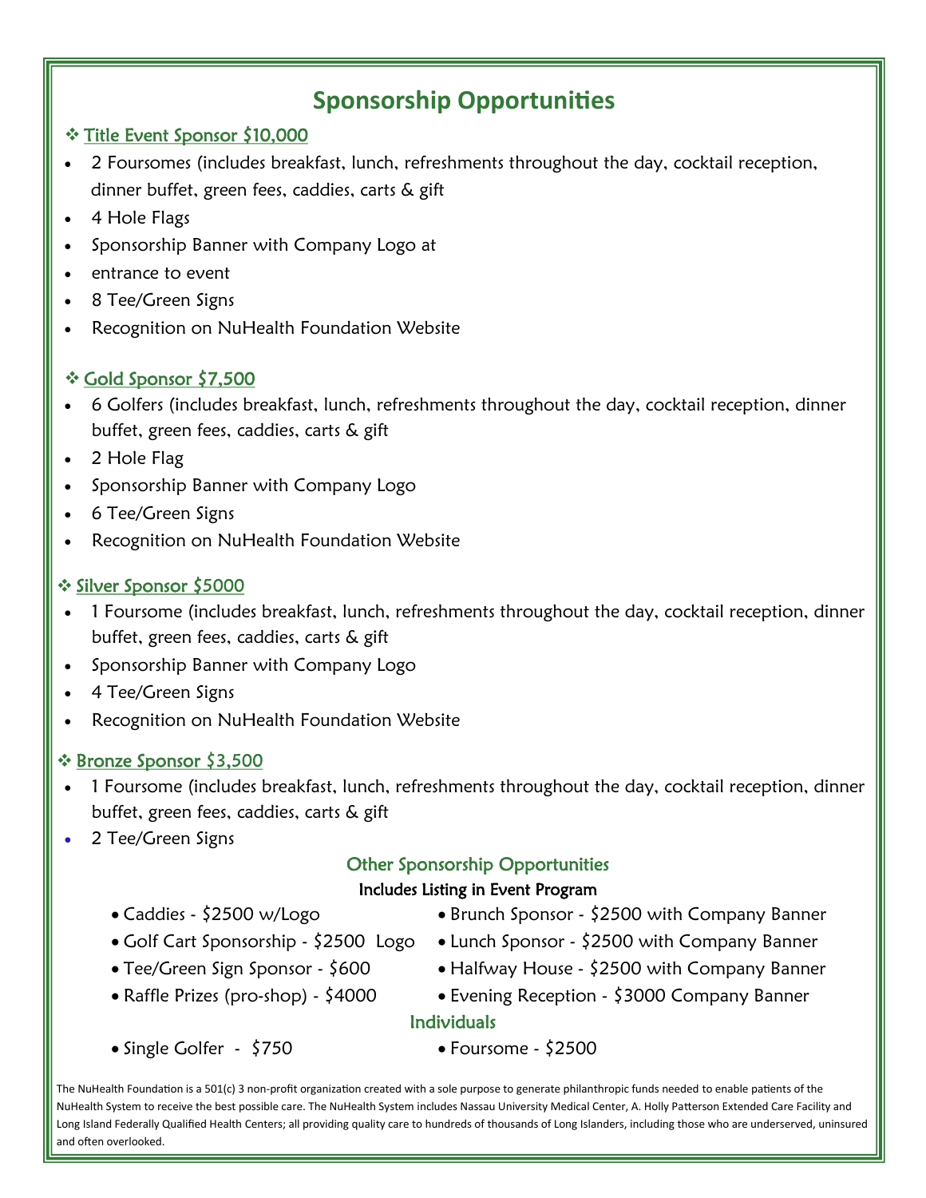# Sponsorship Opportunities

## ❖ Title Event Sponsor $10,000

- 2 Foursomes (includes breakfast, lunch, refreshments throughout the day, cocktail reception, dinner buffet, green fees, caddies, carts & gift
- 4 Hole Flags
- Sponsorship Banner with Company Logo at
- entrance to event
- 8 Tee/Green Signs
- Recognition on NuHealth Foundation Website

## ❖ Gold Sponsor $7,500

- 6 Golfers (includes breakfast, lunch, refreshments throughout the day, cocktail reception, dinner buffet, green fees, caddies, carts & gift
- 2 Hole Flag
- Sponsorship Banner with Company Logo
- 6 Tee/Green Signs
- Recognition on NuHealth Foundation Website

## ❖ Silver Sponsor $5000

- 1 Foursome (includes breakfast, lunch, refreshments throughout the day, cocktail reception, dinner buffet, green fees, caddies, carts & gift
- Sponsorship Banner with Company Logo
- 4 Tee/Green Signs
- Recognition on NuHealth Foundation Website

## ❖ Bronze Sponsor $3,500

- 1 Foursome (includes breakfast, lunch, refreshments throughout the day, cocktail reception, dinner buffet, green fees, caddies, carts & gift
- 2 Tee/Green Signs

### Other Sponsorship Opportunities

**Includes Listing in Event Program**

- Caddies - $2500 w/Logo
- Golf Cart Sponsorship - $2500 Logo
- Tee/Green Sign Sponsor - $600
- Raffle Prizes (pro-shop) - $4000
- Brunch Sponsor - $2500 with Company Banner
- Lunch Sponsor - $2500 with Company Banner
- Halfway House - $2500 with Company Banner
- Evening Reception - $3000 Company Banner

### Individuals

- Single Golfer - $750
- Foursome - $2500

The NuHealth Foundation is a 501(c) 3 non-profit organization created with a sole purpose to generate philanthropic funds needed to enable patients of the NuHealth System to receive the best possible care. The NuHealth System includes Nassau University Medical Center, A. Holly Patterson Extended Care Facility and Long Island Federally Qualified Health Centers; all providing quality care to hundreds of thousands of Long Islanders, including those who are underserved, uninsured and often overlooked.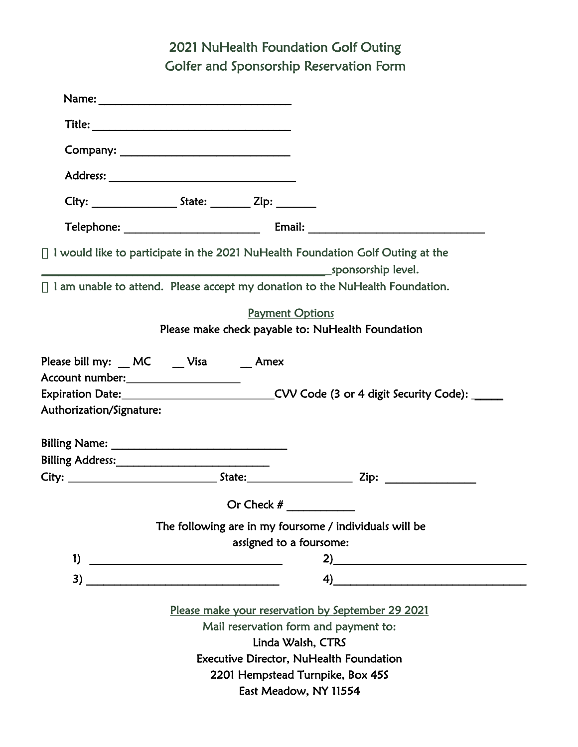# 2021 NuHealth Foundation Golf Outing
## Golfer and Sponsorship Reservation Form

Name: ________________________________

Title: ________________________________

Company: ____________________________

Address: _______________________________

City: ______________ State: ______ Zip: ______

Telephone: ______________________ Email: ______________________________

 I would like to participate in the 2021 NuHealth Foundation Golf Outing at the
_______________________________________________sponsorship level.

 I am unable to attend. Please accept my donation to the NuHealth Foundation.

Payment Options

Please make check payable to: NuHealth Foundation

Please bill my: __ MC __ Visa __ Amex
Account number:___________________
Expiration Date:________________________CVV Code (3 or 4 digit Security Code): _____
Authorization/Signature:

Billing Name: _____________________________
Billing Address:_________________________
City: _________________________ State:_________________ Zip: ______________

Or Check # __________

The following are in my foursome / individuals will be assigned to a foursome:

1) ________________________________ 2)________________________________

3) ________________________________ 4)________________________________

Please make your reservation by September 29 2021

Mail reservation form and payment to:

Linda Walsh, CTRS
Executive Director, NuHealth Foundation
2201 Hempstead Turnpike, Box 45S
East Meadow, NY 11554